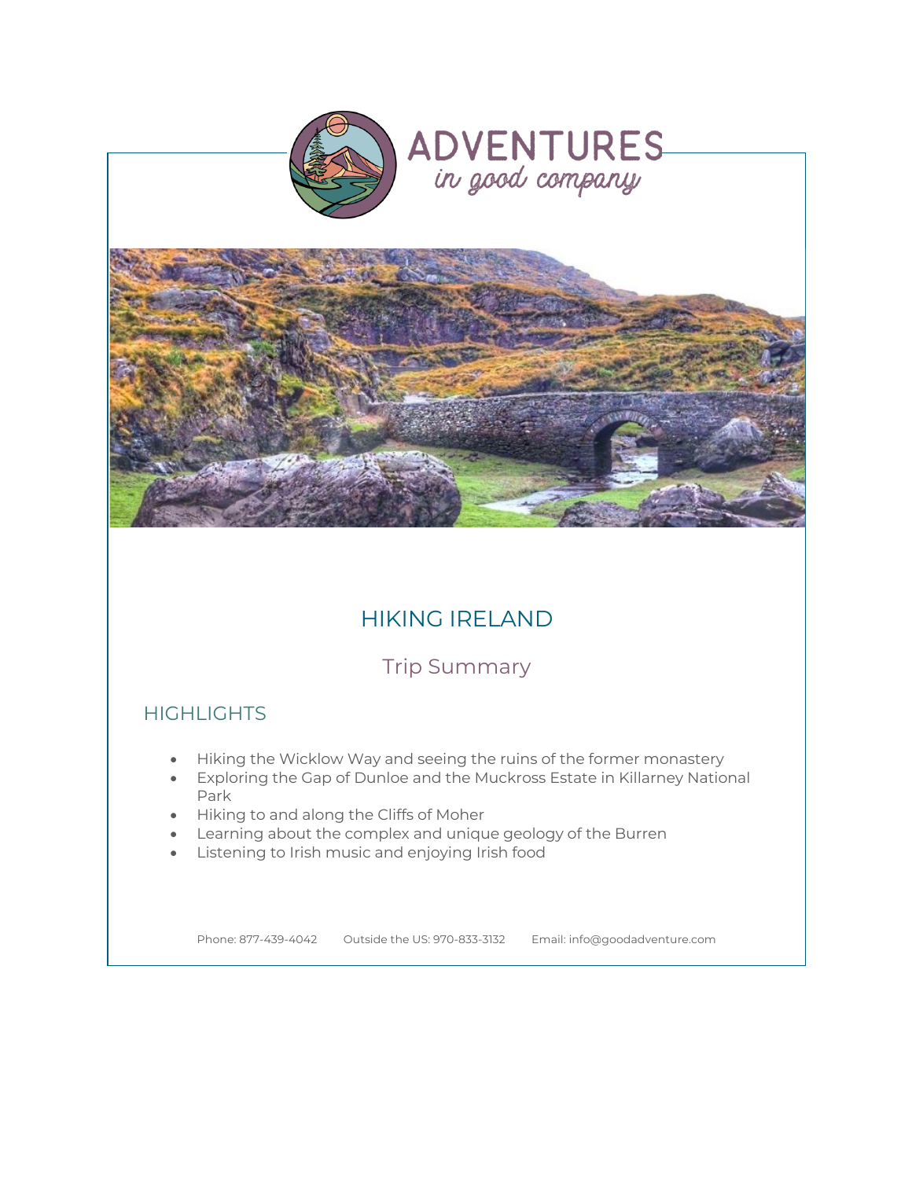ADVENTURES
*in good company*

# HIKING IRELAND

## Trip Summary

### HIGHLIGHTS

- Hiking the Wicklow Way and seeing the ruins of the former monastery
- Exploring the Gap of Dunloe and the Muckross Estate in Killarney National Park
- Hiking to and along the Cliffs of Moher
- Learning about the complex and unique geology of the Burren
- Listening to Irish music and enjoying Irish food

Phone: 877-439-4042 Outside the US: 970-833-3132 Email: info@goodadventure.com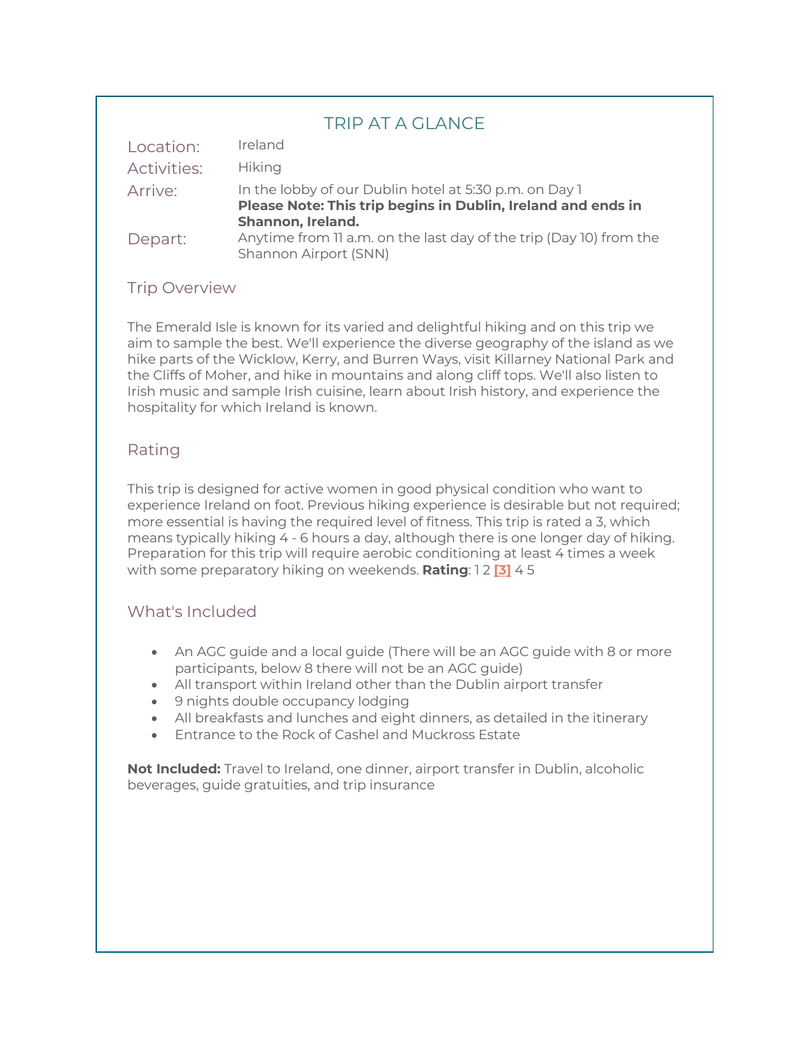## TRIP AT A GLANCE

| | |
|---|---|
| Location: | Ireland |
| Activities: | Hiking |
| Arrive: | In the lobby of our Dublin hotel at 5:30 p.m. on Day 1 **Please Note: This trip begins in Dublin, Ireland and ends in Shannon, Ireland.** |
| Depart: | Anytime from 11 a.m. on the last day of the trip (Day 10) from the Shannon Airport (SNN) |

### Trip Overview

The Emerald Isle is known for its varied and delightful hiking and on this trip we aim to sample the best. We'll experience the diverse geography of the island as we hike parts of the Wicklow, Kerry, and Burren Ways, visit Killarney National Park and the Cliffs of Moher, and hike in mountains and along cliff tops. We'll also listen to Irish music and sample Irish cuisine, learn about Irish history, and experience the hospitality for which Ireland is known.

### Rating

This trip is designed for active women in good physical condition who want to experience Ireland on foot. Previous hiking experience is desirable but not required; more essential is having the required level of fitness. This trip is rated a 3, which means typically hiking 4 - 6 hours a day, although there is one longer day of hiking. Preparation for this trip will require aerobic conditioning at least 4 times a week with some preparatory hiking on weekends. **Rating**: 1 2 **[3]** 4 5

### What's Included

- An AGC guide and a local guide (There will be an AGC guide with 8 or more participants, below 8 there will not be an AGC guide)
- All transport within Ireland other than the Dublin airport transfer
- 9 nights double occupancy lodging
- All breakfasts and lunches and eight dinners, as detailed in the itinerary
- Entrance to the Rock of Cashel and Muckross Estate

**Not Included:** Travel to Ireland, one dinner, airport transfer in Dublin, alcoholic beverages, guide gratuities, and trip insurance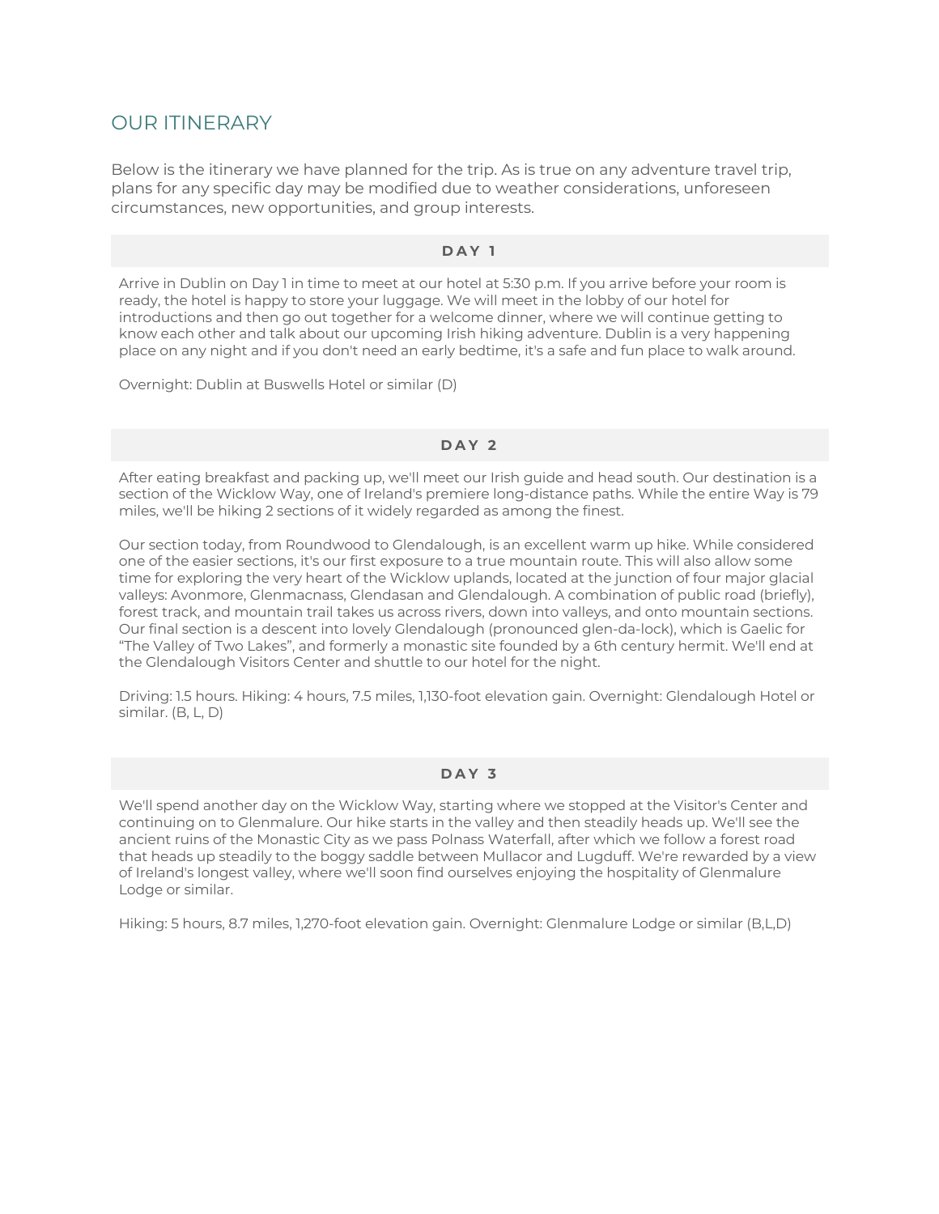## OUR ITINERARY

Below is the itinerary we have planned for the trip. As is true on any adventure travel trip, plans for any specific day may be modified due to weather considerations, unforeseen circumstances, new opportunities, and group interests.

### DAY 1

Arrive in Dublin on Day 1 in time to meet at our hotel at 5:30 p.m. If you arrive before your room is ready, the hotel is happy to store your luggage. We will meet in the lobby of our hotel for introductions and then go out together for a welcome dinner, where we will continue getting to know each other and talk about our upcoming Irish hiking adventure. Dublin is a very happening place on any night and if you don't need an early bedtime, it's a safe and fun place to walk around.

Overnight: Dublin at Buswells Hotel or similar (D)

### DAY 2

After eating breakfast and packing up, we'll meet our Irish guide and head south. Our destination is a section of the Wicklow Way, one of Ireland's premiere long-distance paths. While the entire Way is 79 miles, we'll be hiking 2 sections of it widely regarded as among the finest.

Our section today, from Roundwood to Glendalough, is an excellent warm up hike. While considered one of the easier sections, it's our first exposure to a true mountain route. This will also allow some time for exploring the very heart of the Wicklow uplands, located at the junction of four major glacial valleys: Avonmore, Glenmacnass, Glendasan and Glendalough. A combination of public road (briefly), forest track, and mountain trail takes us across rivers, down into valleys, and onto mountain sections. Our final section is a descent into lovely Glendalough (pronounced glen-da-lock), which is Gaelic for “The Valley of Two Lakes”, and formerly a monastic site founded by a 6th century hermit. We'll end at the Glendalough Visitors Center and shuttle to our hotel for the night.

Driving: 1.5 hours. Hiking: 4 hours, 7.5 miles, 1,130-foot elevation gain. Overnight: Glendalough Hotel or similar. (B, L, D)

### DAY 3

We'll spend another day on the Wicklow Way, starting where we stopped at the Visitor's Center and continuing on to Glenmalure. Our hike starts in the valley and then steadily heads up. We'll see the ancient ruins of the Monastic City as we pass Polnass Waterfall, after which we follow a forest road that heads up steadily to the boggy saddle between Mullacor and Lugduff. We're rewarded by a view of Ireland's longest valley, where we'll soon find ourselves enjoying the hospitality of Glenmalure Lodge or similar.

Hiking: 5 hours, 8.7 miles, 1,270-foot elevation gain. Overnight: Glenmalure Lodge or similar (B,L,D)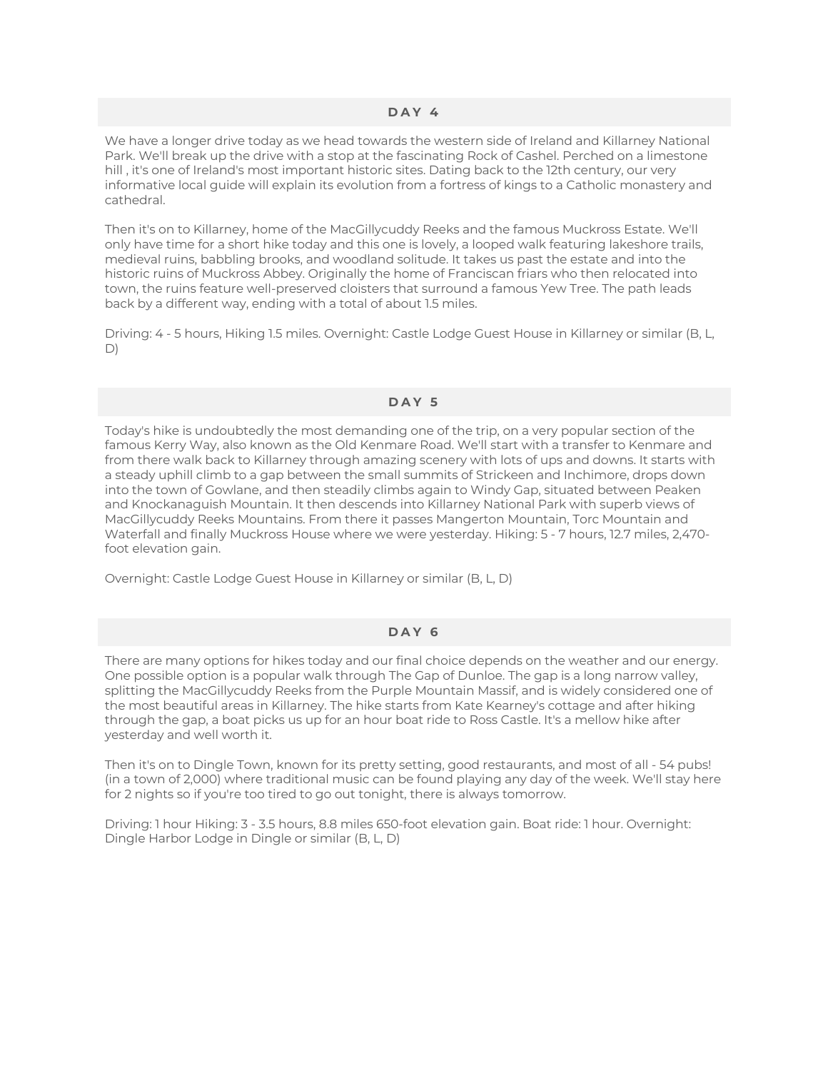## DAY 4

We have a longer drive today as we head towards the western side of Ireland and Killarney National Park. We'll break up the drive with a stop at the fascinating Rock of Cashel. Perched on a limestone hill , it's one of Ireland's most important historic sites. Dating back to the 12th century, our very informative local guide will explain its evolution from a fortress of kings to a Catholic monastery and cathedral.

Then it's on to Killarney, home of the MacGillycuddy Reeks and the famous Muckross Estate. We'll only have time for a short hike today and this one is lovely, a looped walk featuring lakeshore trails, medieval ruins, babbling brooks, and woodland solitude. It takes us past the estate and into the historic ruins of Muckross Abbey. Originally the home of Franciscan friars who then relocated into town, the ruins feature well-preserved cloisters that surround a famous Yew Tree. The path leads back by a different way, ending with a total of about 1.5 miles.

Driving: 4 - 5 hours, Hiking 1.5 miles. Overnight: Castle Lodge Guest House in Killarney or similar (B, L, D)

## DAY 5

Today's hike is undoubtedly the most demanding one of the trip, on a very popular section of the famous Kerry Way, also known as the Old Kenmare Road. We'll start with a transfer to Kenmare and from there walk back to Killarney through amazing scenery with lots of ups and downs. It starts with a steady uphill climb to a gap between the small summits of Strickeen and Inchimore, drops down into the town of Gowlane, and then steadily climbs again to Windy Gap, situated between Peaken and Knockanaguish Mountain. It then descends into Killarney National Park with superb views of MacGillycuddy Reeks Mountains. From there it passes Mangerton Mountain, Torc Mountain and Waterfall and finally Muckross House where we were yesterday. Hiking: 5 - 7 hours, 12.7 miles, 2,470-foot elevation gain.

Overnight: Castle Lodge Guest House in Killarney or similar (B, L, D)

## DAY 6

There are many options for hikes today and our final choice depends on the weather and our energy. One possible option is a popular walk through The Gap of Dunloe. The gap is a long narrow valley, splitting the MacGillycuddy Reeks from the Purple Mountain Massif, and is widely considered one of the most beautiful areas in Killarney. The hike starts from Kate Kearney's cottage and after hiking through the gap, a boat picks us up for an hour boat ride to Ross Castle. It's a mellow hike after yesterday and well worth it.

Then it's on to Dingle Town, known for its pretty setting, good restaurants, and most of all - 54 pubs! (in a town of 2,000) where traditional music can be found playing any day of the week. We'll stay here for 2 nights so if you're too tired to go out tonight, there is always tomorrow.

Driving: 1 hour Hiking: 3 - 3.5 hours, 8.8 miles 650-foot elevation gain. Boat ride: 1 hour. Overnight: Dingle Harbor Lodge in Dingle or similar (B, L, D)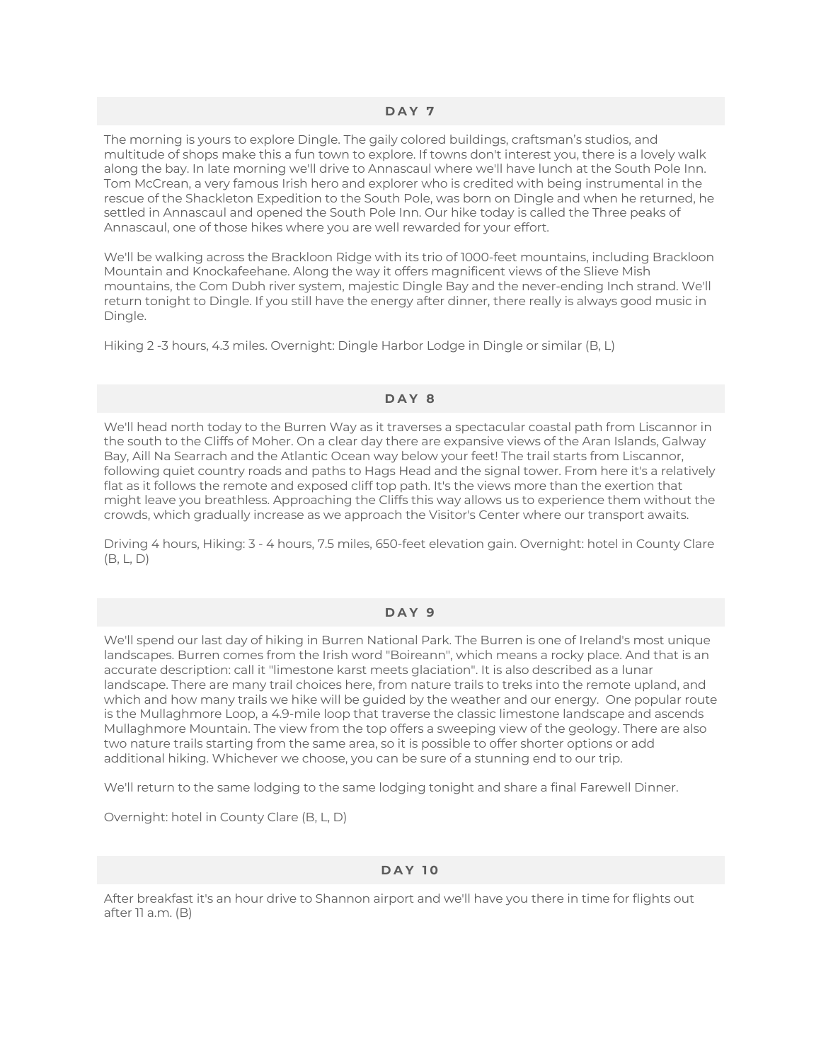## DAY 7

The morning is yours to explore Dingle. The gaily colored buildings, craftsman's studios, and multitude of shops make this a fun town to explore. If towns don't interest you, there is a lovely walk along the bay. In late morning we'll drive to Annascaul where we'll have lunch at the South Pole Inn. Tom McCrean, a very famous Irish hero and explorer who is credited with being instrumental in the rescue of the Shackleton Expedition to the South Pole, was born on Dingle and when he returned, he settled in Annascaul and opened the South Pole Inn. Our hike today is called the Three peaks of Annascaul, one of those hikes where you are well rewarded for your effort.

We'll be walking across the Brackloon Ridge with its trio of 1000-feet mountains, including Brackloon Mountain and Knockafeehane. Along the way it offers magnificent views of the Slieve Mish mountains, the Com Dubh river system, majestic Dingle Bay and the never-ending Inch strand. We'll return tonight to Dingle. If you still have the energy after dinner, there really is always good music in Dingle.

Hiking 2 -3 hours, 4.3 miles. Overnight: Dingle Harbor Lodge in Dingle or similar (B, L)

## DAY 8

We'll head north today to the Burren Way as it traverses a spectacular coastal path from Liscannor in the south to the Cliffs of Moher. On a clear day there are expansive views of the Aran Islands, Galway Bay, Aill Na Searrach and the Atlantic Ocean way below your feet! The trail starts from Liscannor, following quiet country roads and paths to Hags Head and the signal tower. From here it's a relatively flat as it follows the remote and exposed cliff top path. It's the views more than the exertion that might leave you breathless. Approaching the Cliffs this way allows us to experience them without the crowds, which gradually increase as we approach the Visitor's Center where our transport awaits.

Driving 4 hours, Hiking: 3 - 4 hours, 7.5 miles, 650-feet elevation gain. Overnight: hotel in County Clare (B, L, D)

## DAY 9

We'll spend our last day of hiking in Burren National Park. The Burren is one of Ireland's most unique landscapes. Burren comes from the Irish word "Boireann", which means a rocky place. And that is an accurate description: call it "limestone karst meets glaciation". It is also described as a lunar landscape. There are many trail choices here, from nature trails to treks into the remote upland, and which and how many trails we hike will be guided by the weather and our energy. One popular route is the Mullaghmore Loop, a 4.9-mile loop that traverse the classic limestone landscape and ascends Mullaghmore Mountain. The view from the top offers a sweeping view of the geology. There are also two nature trails starting from the same area, so it is possible to offer shorter options or add additional hiking. Whichever we choose, you can be sure of a stunning end to our trip.

We'll return to the same lodging to the same lodging tonight and share a final Farewell Dinner.

Overnight: hotel in County Clare (B, L, D)

## DAY 10

After breakfast it's an hour drive to Shannon airport and we'll have you there in time for flights out after 11 a.m. (B)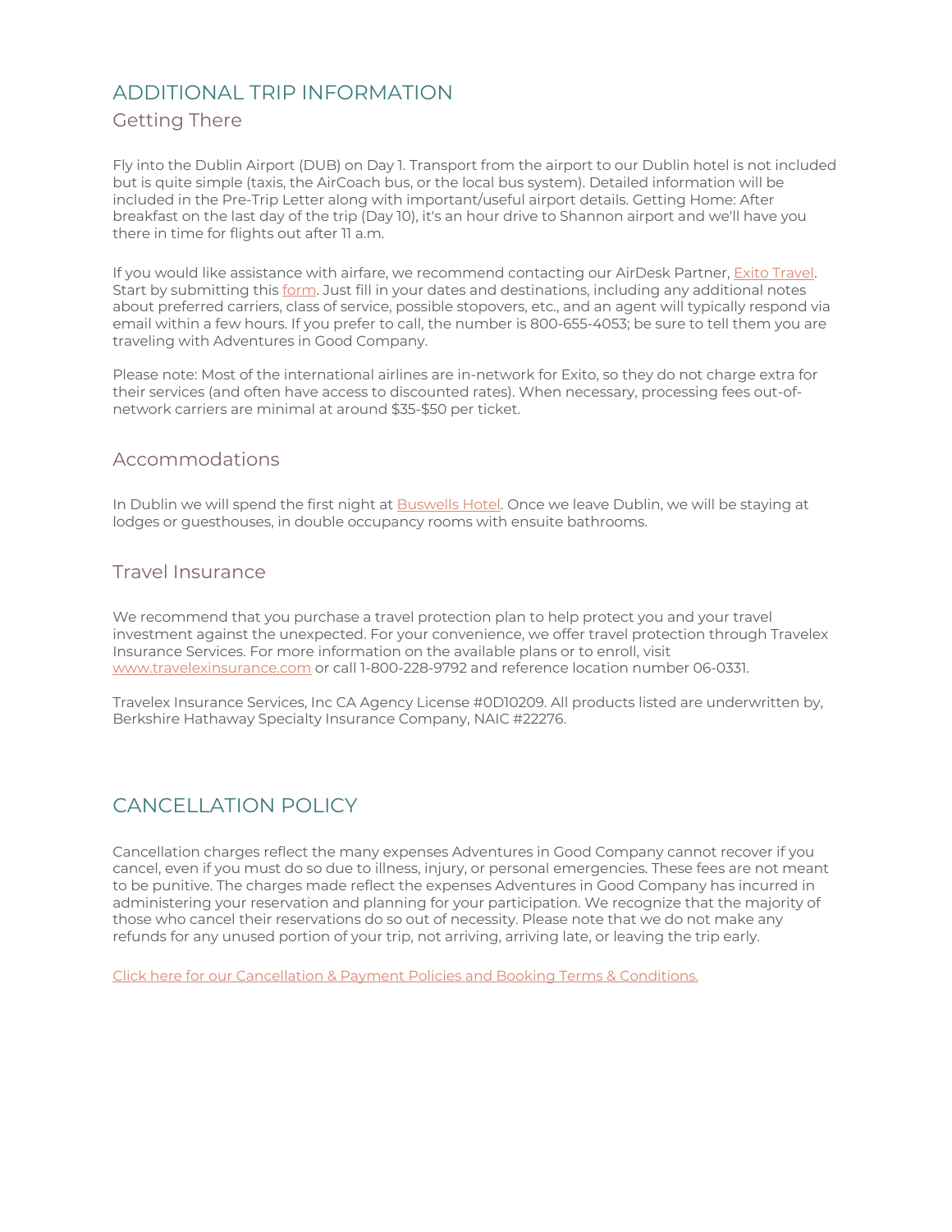# ADDITIONAL TRIP INFORMATION

## Getting There

Fly into the Dublin Airport (DUB) on Day 1. Transport from the airport to our Dublin hotel is not included but is quite simple (taxis, the AirCoach bus, or the local bus system). Detailed information will be included in the Pre-Trip Letter along with important/useful airport details. Getting Home: After breakfast on the last day of the trip (Day 10), it's an hour drive to Shannon airport and we'll have you there in time for flights out after 11 a.m.

If you would like assistance with airfare, we recommend contacting our AirDesk Partner, Exito Travel. Start by submitting this form. Just fill in your dates and destinations, including any additional notes about preferred carriers, class of service, possible stopovers, etc., and an agent will typically respond via email within a few hours. If you prefer to call, the number is 800-655-4053; be sure to tell them you are traveling with Adventures in Good Company.

Please note: Most of the international airlines are in-network for Exito, so they do not charge extra for their services (and often have access to discounted rates). When necessary, processing fees out-of-network carriers are minimal at around $35-$50 per ticket.

## Accommodations

In Dublin we will spend the first night at Buswells Hotel. Once we leave Dublin, we will be staying at lodges or guesthouses, in double occupancy rooms with ensuite bathrooms.

## Travel Insurance

We recommend that you purchase a travel protection plan to help protect you and your travel investment against the unexpected. For your convenience, we offer travel protection through Travelex Insurance Services. For more information on the available plans or to enroll, visit www.travelexinsurance.com or call 1-800-228-9792 and reference location number 06-0331.

Travelex Insurance Services, Inc CA Agency License #0D10209. All products listed are underwritten by, Berkshire Hathaway Specialty Insurance Company, NAIC #22276.

# CANCELLATION POLICY

Cancellation charges reflect the many expenses Adventures in Good Company cannot recover if you cancel, even if you must do so due to illness, injury, or personal emergencies. These fees are not meant to be punitive. The charges made reflect the expenses Adventures in Good Company has incurred in administering your reservation and planning for your participation. We recognize that the majority of those who cancel their reservations do so out of necessity. Please note that we do not make any refunds for any unused portion of your trip, not arriving, arriving late, or leaving the trip early.

Click here for our Cancellation & Payment Policies and Booking Terms & Conditions.